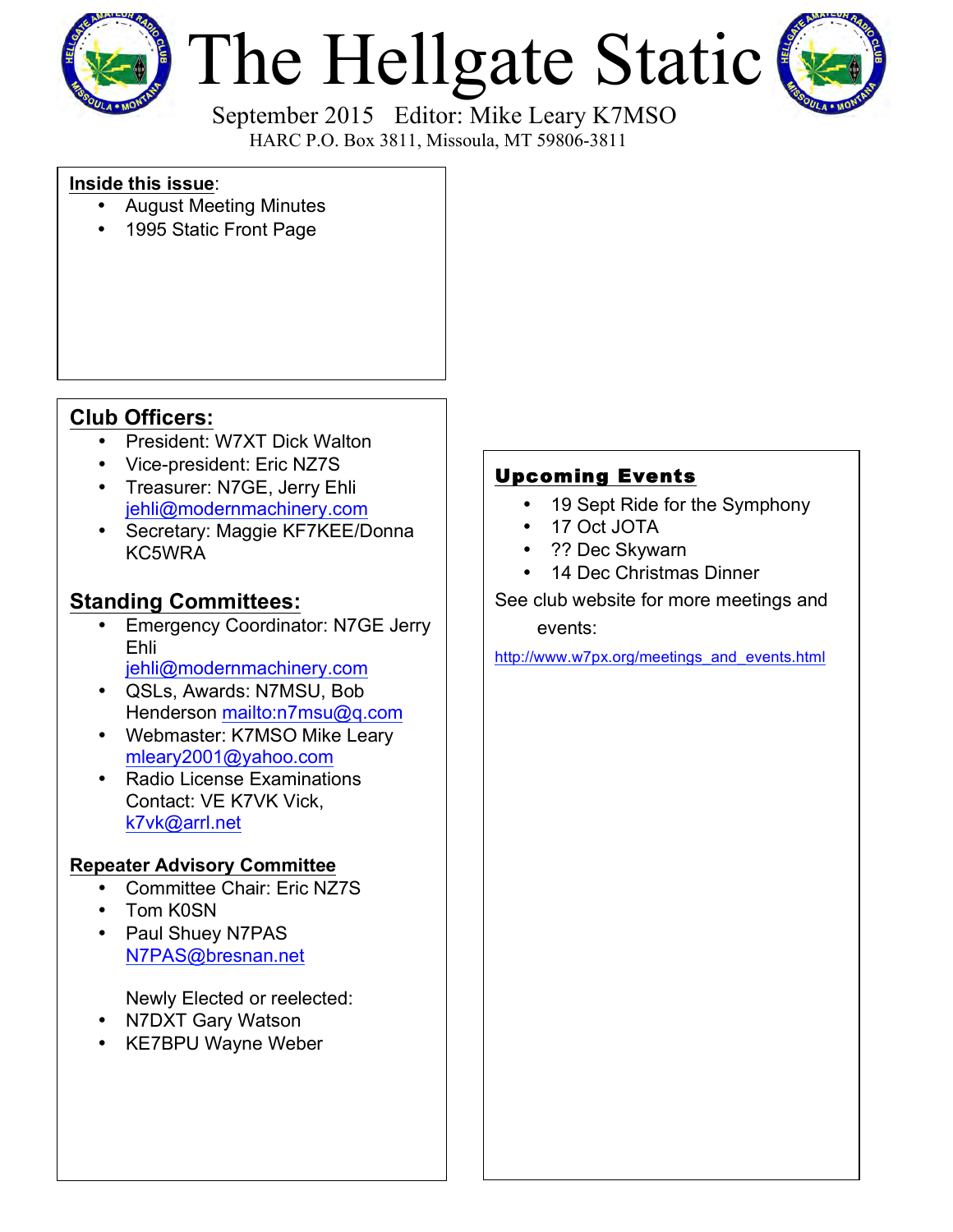# The Hellgate Static

September 2015 Editor: Mike Leary K7MSO

HARC P.O. Box 3811, Missoula, MT 59806-3811

**Inside this issue**:

- August Meeting Minutes
- 1995 Static Front Page

## Club Officers:

- President: W7XT Dick Walton
- Vice-president: Eric NZ7S
- Treasurer: N7GE, Jerry Ehli jehli@modernmachinery.com
- Secretary: Maggie KF7KEE/Donna KC5WRA

## Standing Committees:

- Emergency Coordinator: N7GE Jerry Ehli jehli@modernmachinery.com
- QSLs, Awards: N7MSU, Bob Henderson mailto:n7msu@q.com
- Webmaster: K7MSO Mike Leary mleary2001@yahoo.com
- Radio License Examinations Contact: VE K7VK Vick, k7vk@arrl.net

### Repeater Advisory Committee

- Committee Chair: Eric NZ7S
- Tom K0SN
- Paul Shuey N7PAS N7PAS@bresnan.net

Newly Elected or reelected:

- N7DXT Gary Watson
- KE7BPU Wayne Weber

## Upcoming Events

- 19 Sept Ride for the Symphony
- 17 Oct JOTA
- ?? Dec Skywarn
- 14 Dec Christmas Dinner

See club website for more meetings and events:

http://www.w7px.org/meetings_and_events.html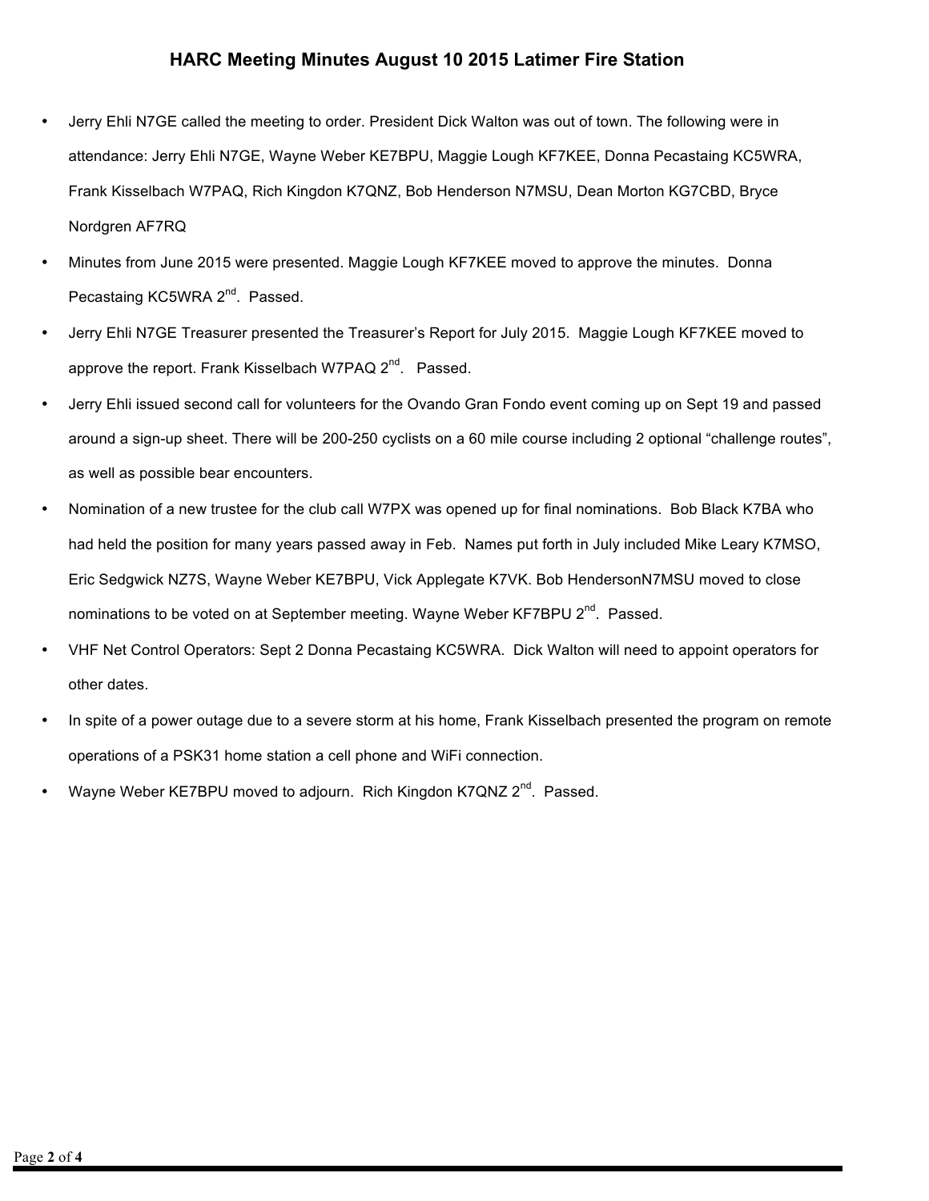# HARC Meeting Minutes August 10 2015 Latimer Fire Station

- Jerry Ehli N7GE called the meeting to order. President Dick Walton was out of town. The following were in attendance: Jerry Ehli N7GE, Wayne Weber KE7BPU, Maggie Lough KF7KEE, Donna Pecastaing KC5WRA, Frank Kisselbach W7PAQ, Rich Kingdon K7QNZ, Bob Henderson N7MSU, Dean Morton KG7CBD, Bryce Nordgren AF7RQ
- Minutes from June 2015 were presented. Maggie Lough KF7KEE moved to approve the minutes. Donna Pecastaing KC5WRA 2nd. Passed.
- Jerry Ehli N7GE Treasurer presented the Treasurer's Report for July 2015. Maggie Lough KF7KEE moved to approve the report. Frank Kisselbach W7PAQ 2nd. Passed.
- Jerry Ehli issued second call for volunteers for the Ovando Gran Fondo event coming up on Sept 19 and passed around a sign-up sheet. There will be 200-250 cyclists on a 60 mile course including 2 optional "challenge routes", as well as possible bear encounters.
- Nomination of a new trustee for the club call W7PX was opened up for final nominations. Bob Black K7BA who had held the position for many years passed away in Feb. Names put forth in July included Mike Leary K7MSO, Eric Sedgwick NZ7S, Wayne Weber KE7BPU, Vick Applegate K7VK. Bob HendersonN7MSU moved to close nominations to be voted on at September meeting. Wayne Weber KF7BPU 2nd. Passed.
- VHF Net Control Operators: Sept 2 Donna Pecastaing KC5WRA. Dick Walton will need to appoint operators for other dates.
- In spite of a power outage due to a severe storm at his home, Frank Kisselbach presented the program on remote operations of a PSK31 home station a cell phone and WiFi connection.
- Wayne Weber KE7BPU moved to adjourn. Rich Kingdon K7QNZ 2nd. Passed.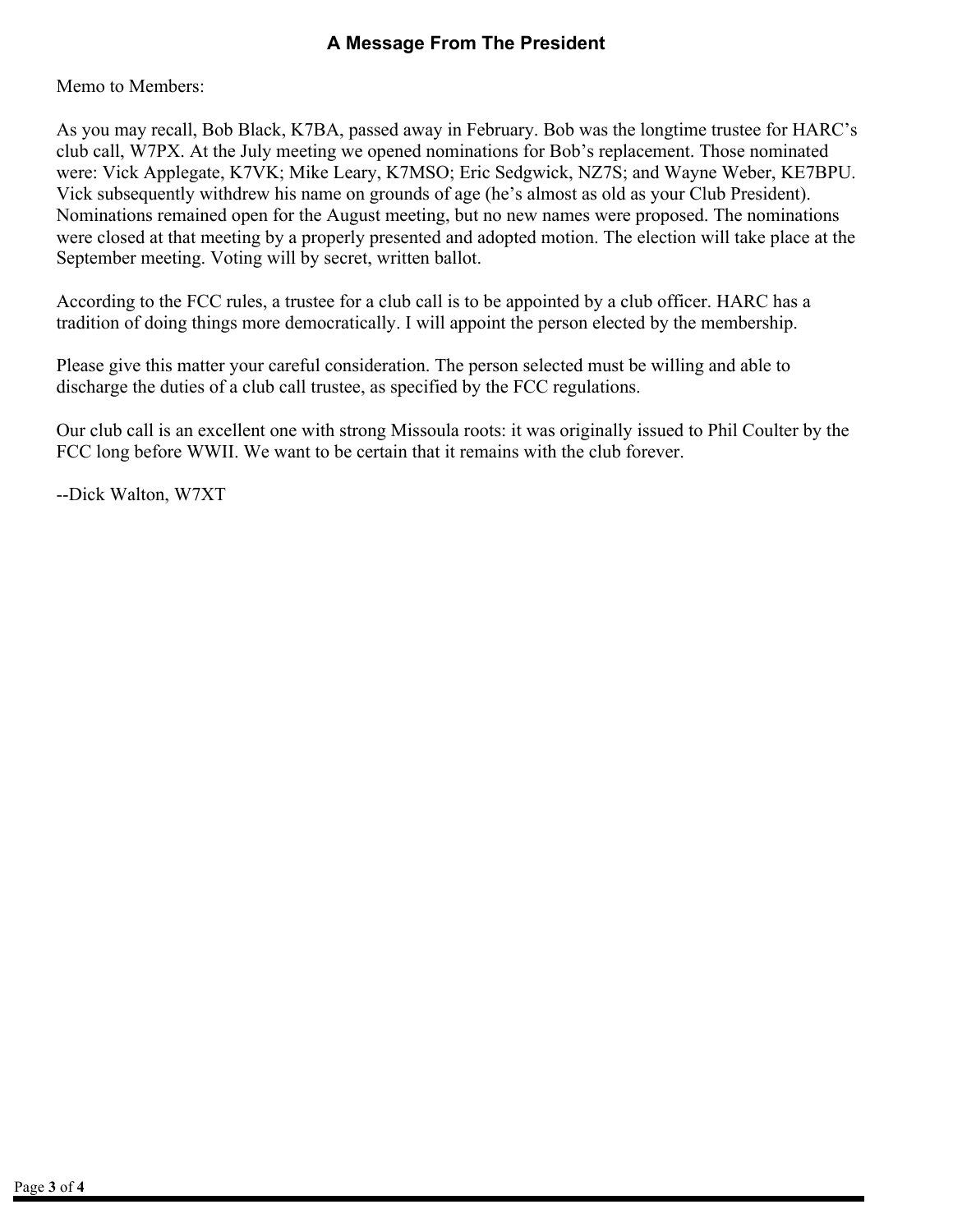## A Message From The President

Memo to Members:

As you may recall, Bob Black, K7BA, passed away in February. Bob was the longtime trustee for HARC's club call, W7PX. At the July meeting we opened nominations for Bob's replacement. Those nominated were: Vick Applegate, K7VK; Mike Leary, K7MSO; Eric Sedgwick, NZ7S; and Wayne Weber, KE7BPU. Vick subsequently withdrew his name on grounds of age (he's almost as old as your Club President). Nominations remained open for the August meeting, but no new names were proposed. The nominations were closed at that meeting by a properly presented and adopted motion. The election will take place at the September meeting. Voting will by secret, written ballot.

According to the FCC rules, a trustee for a club call is to be appointed by a club officer. HARC has a tradition of doing things more democratically. I will appoint the person elected by the membership.

Please give this matter your careful consideration. The person selected must be willing and able to discharge the duties of a club call trustee, as specified by the FCC regulations.

Our club call is an excellent one with strong Missoula roots: it was originally issued to Phil Coulter by the FCC long before WWII. We want to be certain that it remains with the club forever.

--Dick Walton, W7XT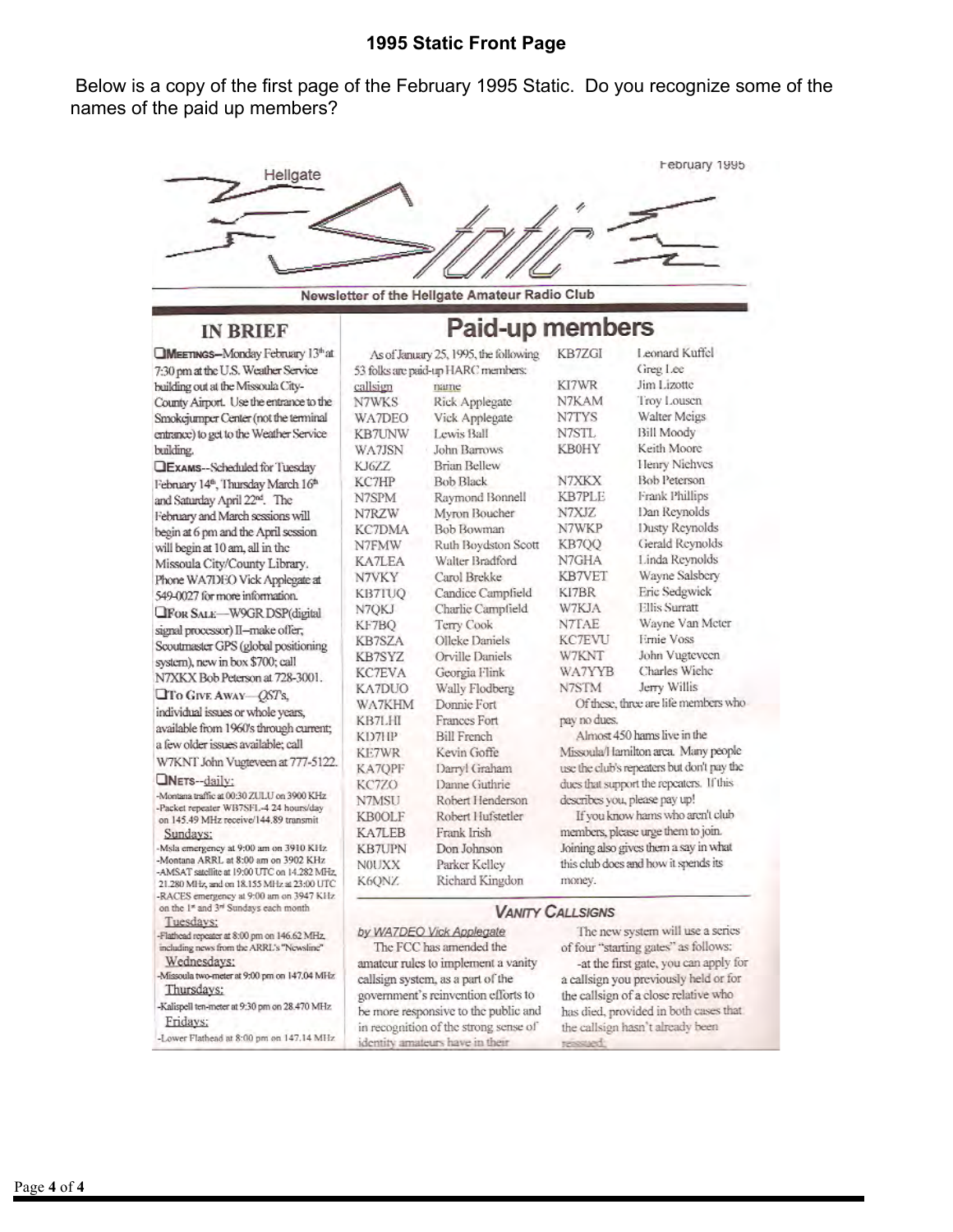## 1995 Static Front Page

Below is a copy of the first page of the February 1995 Static. Do you recognize some of the names of the paid up members?

February 1995

# Hellgate Static

**Newsletter of the Hellgate Amateur Radio Club**

## IN BRIEF

❑**MEETINGS**—Monday February 13th at 7:30 pm at the U.S. Weather Service building out at the Missoula City-County Airport. Use the entrance to the Smokejumper Center (not the terminal entrance) to get to the Weather Service building.

❑**EXAMS**--Scheduled for Tuesday February 14th, Thursday March 16th and Saturday April 22nd. The February and March sessions will begin at 6 pm and the April session will begin at 10 am, all in the Missoula City/County Library. Phone WA7DEO Vick Applegate at 549-0027 for more information.

❑**FOR SALE**—W9GR DSP(digital signal processor) II--make offer; Scoutmaster GPS (global positioning system), new in box $700; call N7XKX Bob Peterson at 728-3001.

❑**TO GIVE AWAY**—*QST's*, individual issues or whole years, available from 1960's through current; a few older issues available; call W7KNT John Vugteveen at 777-5122.

❑**NETS**--daily:

- -Montana traffic at 00:30 ZULU on 3900 KHz
- -Packet repeater WB7SFL-4 24 hours/day on 145.49 MHz receive/144.89 transmit

Sundays:

- -Msla emergency at 9:00 am on 3910 KHz
- -Montana ARRL at 8:00 am on 3902 KHz
- -AMSAT satellite at 19:00 UTC on 14.282 MHz, 21.280 MHz, and on 18.155 MHz at 23:00 UTC
- -RACES emergency at 9:00 am on 3947 KHz on the 1st and 3rd Sundays each month

Tuesdays:

- -Flathead repeater at 8:00 pm on 146.62 MHz, including news from the ARRL's "Newsline"

Wednesdays:

- -Missoula two-meter at 9:00 pm on 147.04 MHz

Thursdays:

- -Kalispell ten-meter at 9:30 pm on 28.470 MHz

Fridays:

- -Lower Flathead at 8:00 pm on 147.14 MHz

## Paid-up members

As of January 25, 1995, the following 53 folks are paid-up HARC members:

| callsign | name |
|---|---|
| N7WKS | Rick Applegate |
| WA7DEO | Vick Applegate |
| KB7UNW | Lewis Ball |
| WA7JSN | John Barrows |
| KJ6ZZ | Brian Bellew |
| KC7HP | Bob Black |
| N7SPM | Raymond Bonnell |
| N7RZW | Myron Boucher |
| KC7DMA | Bob Bowman |
| N7FMW | Ruth Boydston Scott |
| KA7LEA | Walter Bradford |
| N7VKY | Carol Brekke |
| KB7TUQ | Candice Campfield |
| N7QKJ | Charlie Campfield |
| KF7BQ | Terry Cook |
| KB7SZA | Olleke Daniels |
| KB7SYZ | Orville Daniels |
| KC7EVA | Georgia Flink |
| KA7DUO | Wally Flodberg |
| WA7KHM | Donnie Fort |
| KB7LHI | Frances Fort |
| KD7HP | Bill French |
| KE7WR | Kevin Goffe |
| KA7QPF | Darryl Graham |
| KC7ZO | Danne Guthrie |
| N7MSU | Robert Henderson |
| KB0OLF | Robert Hufstetler |
| KA7LEB | Frank Irish |
| KB7UPN | Don Johnson |
| N0UXX | Parker Kelley |
| K6QNZ | Richard Kingdon |
| KB7ZGI | Leonard Kuffel |
| | Greg Lee |
| KI7WR | Jim Lizotte |
| N7KAM | Troy Lousen |
| N7TYS | Walter Meigs |
| N7STL | Bill Moody |
| KB0HY | Keith Moore |
| | Henry Niehves |
| N7XKX | Bob Peterson |
| KB7PLE | Frank Phillips |
| N7XJZ | Dan Reynolds |
| N7WKP | Dusty Reynolds |
| KB7QQ | Gerald Reynolds |
| N7GHA | Linda Reynolds |
| KB7VET | Wayne Salsbery |
| KI7BR | Eric Sedgwick |
| W7KJA | Ellis Surratt |
| N7TAE | Wayne Van Meter |
| KC7EVU | Ernie Voss |
| W7KNT | John Vugteveen |
| WA7YYB | Charles Wiehe |
| N7STM | Jerry Willis |

Of these, three are life members who pay no dues.

Almost 450 hams live in the Missoula/Hamilton area. Many people use the club's repeaters but don't pay the dues that support the repeaters. If this describes you, please pay up!

If you know hams who aren't club members, please urge them to join. Joining also gives them a say in what this club does and how it spends its money.

## VANITY CALLSIGNS

by WA7DEO Vick Applegate

The FCC has amended the amateur rules to implement a vanity callsign system, as a part of the government's reinvention efforts to be more responsive to the public and in recognition of the strong sense of identity amateurs have in their

The new system will use a series of four "starting gates" as follows:

-at the first gate, you can apply for a callsign you previously held or for the callsign of a close relative who has died, provided in both cases that the callsign hasn't already been reissued;